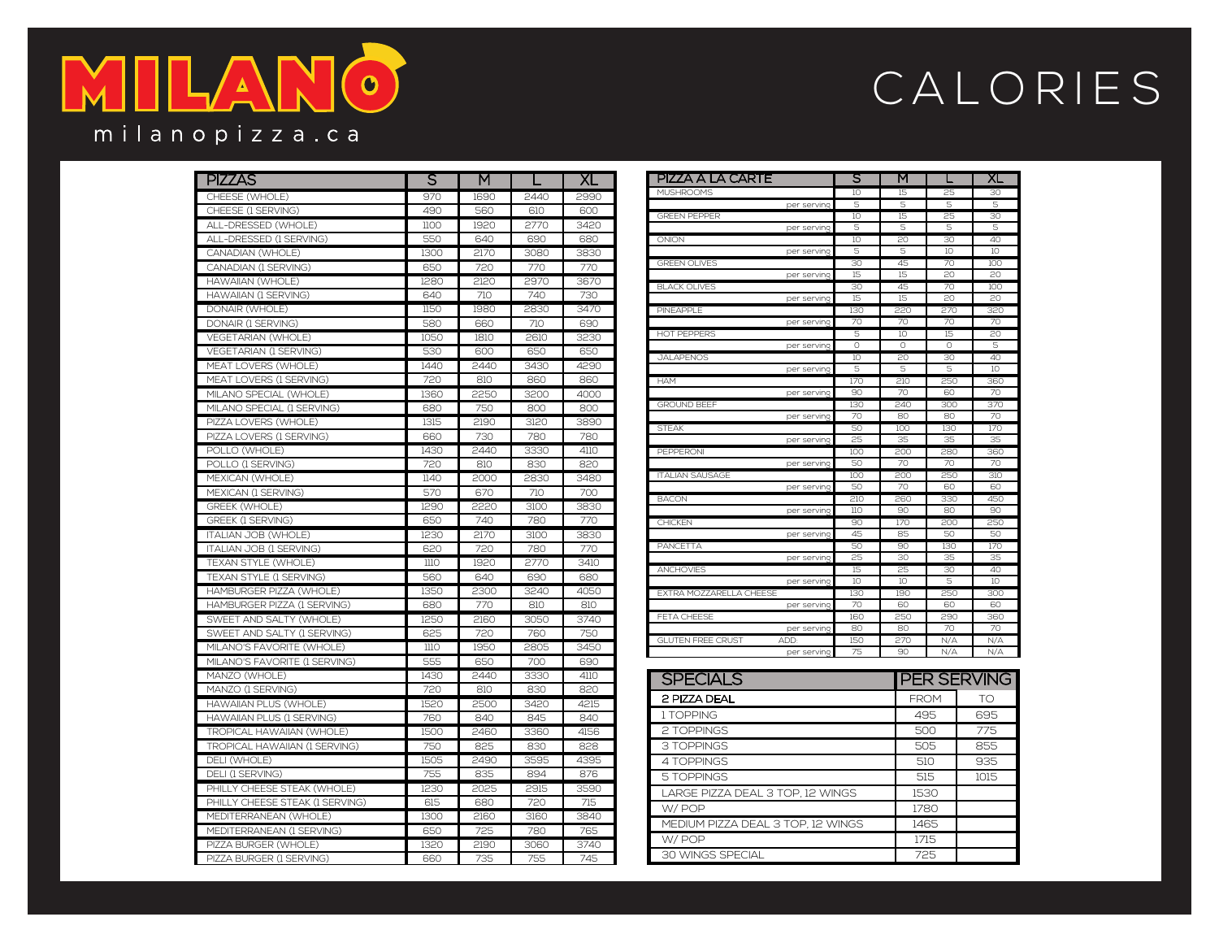# MILANO

milanopizza.ca

# CALORIES

| PIZZAS | S | M | L | XL |
| --- | --- | --- | --- | --- |
| CHEESE (WHOLE) | 970 | 1690 | 2440 | 2990 |
| CHEESE (1 SERVING) | 490 | 560 | 610 | 600 |
| ALL-DRESSED (WHOLE) | 1100 | 1920 | 2770 | 3420 |
| ALL-DRESSED (1 SERVING) | 550 | 640 | 690 | 680 |
| CANADIAN (WHOLE) | 1300 | 2170 | 3080 | 3830 |
| CANADIAN (1 SERVING) | 650 | 720 | 770 | 770 |
| HAWAIIAN (WHOLE) | 1280 | 2120 | 2970 | 3670 |
| HAWAIIAN (1 SERVING) | 640 | 710 | 740 | 730 |
| DONAIR (WHOLE) | 1150 | 1980 | 2830 | 3470 |
| DONAIR (1 SERVING) | 580 | 660 | 710 | 690 |
| VEGETARIAN (WHOLE) | 1050 | 1810 | 2610 | 3230 |
| VEGETARIAN (1 SERVING) | 530 | 600 | 650 | 650 |
| MEAT LOVERS (WHOLE) | 1440 | 2440 | 3430 | 4290 |
| MEAT LOVERS (1 SERVING) | 720 | 810 | 860 | 860 |
| MILANO SPECIAL (WHOLE) | 1360 | 2250 | 3200 | 4000 |
| MILANO SPECIAL (1 SERVING) | 680 | 750 | 800 | 800 |
| PIZZA LOVERS (WHOLE) | 1315 | 2190 | 3120 | 3890 |
| PIZZA LOVERS (1 SERVING) | 660 | 730 | 780 | 780 |
| POLLO (WHOLE) | 1430 | 2440 | 3330 | 4110 |
| POLLO (1 SERVING) | 720 | 810 | 830 | 820 |
| MEXICAN (WHOLE) | 1140 | 2000 | 2830 | 3480 |
| MEXICAN (1 SERVING) | 570 | 670 | 710 | 700 |
| GREEK (WHOLE) | 1290 | 2220 | 3100 | 3830 |
| GREEK (1 SERVING) | 650 | 740 | 780 | 770 |
| ITALIAN JOB (WHOLE) | 1230 | 2170 | 3100 | 3830 |
| ITALIAN JOB (1 SERVING) | 620 | 720 | 780 | 770 |
| TEXAN STYLE (WHOLE) | 1110 | 1920 | 2770 | 3410 |
| TEXAN STYLE (1 SERVING) | 560 | 640 | 690 | 680 |
| HAMBURGER PIZZA (WHOLE) | 1350 | 2300 | 3240 | 4050 |
| HAMBURGER PIZZA (1 SERVING) | 680 | 770 | 810 | 810 |
| SWEET AND SALTY (WHOLE) | 1250 | 2160 | 3050 | 3740 |
| SWEET AND SALTY (1 SERVING) | 625 | 720 | 760 | 750 |
| MILANO'S FAVORITE (WHOLE) | 1110 | 1950 | 2805 | 3450 |
| MILANO'S FAVORITE (1 SERVING) | 555 | 650 | 700 | 690 |
| MANZO (WHOLE) | 1430 | 2440 | 3330 | 4110 |
| MANZO (1 SERVING) | 720 | 810 | 830 | 820 |
| HAWAIIAN PLUS (WHOLE) | 1520 | 2500 | 3420 | 4215 |
| HAWAIIAN PLUS (1 SERVING) | 760 | 840 | 845 | 840 |
| TROPICAL HAWAIIAN (WHOLE) | 1500 | 2460 | 3360 | 4156 |
| TROPICAL HAWAIIAN (1 SERVING) | 750 | 825 | 830 | 828 |
| DELI (WHOLE) | 1505 | 2490 | 3595 | 4395 |
| DELI (1 SERVING) | 755 | 835 | 894 | 876 |
| PHILLY CHEESE STEAK (WHOLE) | 1230 | 2025 | 2915 | 3590 |
| PHILLY CHEESE STEAK (1 SERVING) | 615 | 680 | 720 | 715 |
| MEDITERRANEAN (WHOLE) | 1300 | 2160 | 3160 | 3840 |
| MEDITERRANEAN (1 SERVING) | 650 | 725 | 780 | 765 |
| PIZZA BURGER (WHOLE) | 1320 | 2190 | 3060 | 3740 |
| PIZZA BURGER (1 SERVING) | 660 | 735 | 755 | 745 |

| PIZZA A LA CARTE | S | M | L | XL |
| --- | --- | --- | --- | --- |
| MUSHROOMS | 10 | 15 | 25 | 30 |
| per serving | 5 | 5 | 5 | 5 |
| GREEN PEPPER | 10 | 15 | 25 | 30 |
| per serving | 5 | 5 | 5 | 5 |
| ONION | 10 | 20 | 30 | 40 |
| per serving | 5 | 5 | 10 | 10 |
| GREEN OLIVES | 30 | 45 | 70 | 100 |
| per serving | 15 | 15 | 20 | 20 |
| BLACK OLIVES | 30 | 45 | 70 | 100 |
| per serving | 15 | 15 | 20 | 20 |
| PINEAPPLE | 130 | 220 | 270 | 320 |
| per serving | 70 | 70 | 70 | 70 |
| HOT PEPPERS | 5 | 10 | 15 | 20 |
| per serving | 0 | 0 | 0 | 5 |
| JALAPENOS | 10 | 20 | 30 | 40 |
| per serving | 5 | 5 | 5 | 10 |
| HAM | 170 | 210 | 250 | 360 |
| per serving | 90 | 70 | 60 | 70 |
| GROUND BEEF | 130 | 240 | 300 | 370 |
| per serving | 70 | 80 | 80 | 70 |
| STEAK | 50 | 100 | 130 | 170 |
| per serving | 25 | 35 | 35 | 35 |
| PEPPERONI | 100 | 200 | 280 | 360 |
| per serving | 50 | 70 | 70 | 70 |
| ITALIAN SAUSAGE | 100 | 200 | 250 | 310 |
| per serving | 50 | 70 | 60 | 60 |
| BACON | 210 | 260 | 330 | 450 |
| per serving | 110 | 90 | 80 | 90 |
| CHICKEN | 90 | 170 | 200 | 250 |
| per serving | 45 | 85 | 50 | 50 |
| PANCETTA | 50 | 90 | 130 | 170 |
| per serving | 25 | 30 | 35 | 35 |
| ANCHOVIES | 15 | 25 | 30 | 40 |
| per serving | 10 | 10 | 5 | 10 |
| EXTRA MOZZARELLA CHEESE | 130 | 190 | 250 | 300 |
| per serving | 70 | 60 | 60 | 60 |
| FETA CHEESE | 160 | 250 | 290 | 360 |
| per serving | 80 | 80 | 70 | 70 |
| GLUTEN FREE CRUST ADD: | 150 | 270 | N/A | N/A |
| per serving | 75 | 90 | N/A | N/A |

| SPECIALS | PER SERVING | |
| --- | --- | --- |
| 2 PIZZA DEAL | FROM | TO |
| 1 TOPPING | 495 | 695 |
| 2 TOPPINGS | 500 | 775 |
| 3 TOPPINGS | 505 | 855 |
| 4 TOPPINGS | 510 | 935 |
| 5 TOPPINGS | 515 | 1015 |
| LARGE PIZZA DEAL 3 TOP, 12 WINGS | 1530 | |
| W/ POP | 1780 | |
| MEDIUM PIZZA DEAL 3 TOP, 12 WINGS | 1465 | |
| W/ POP | 1715 | |
| 30 WINGS SPECIAL | 725 | |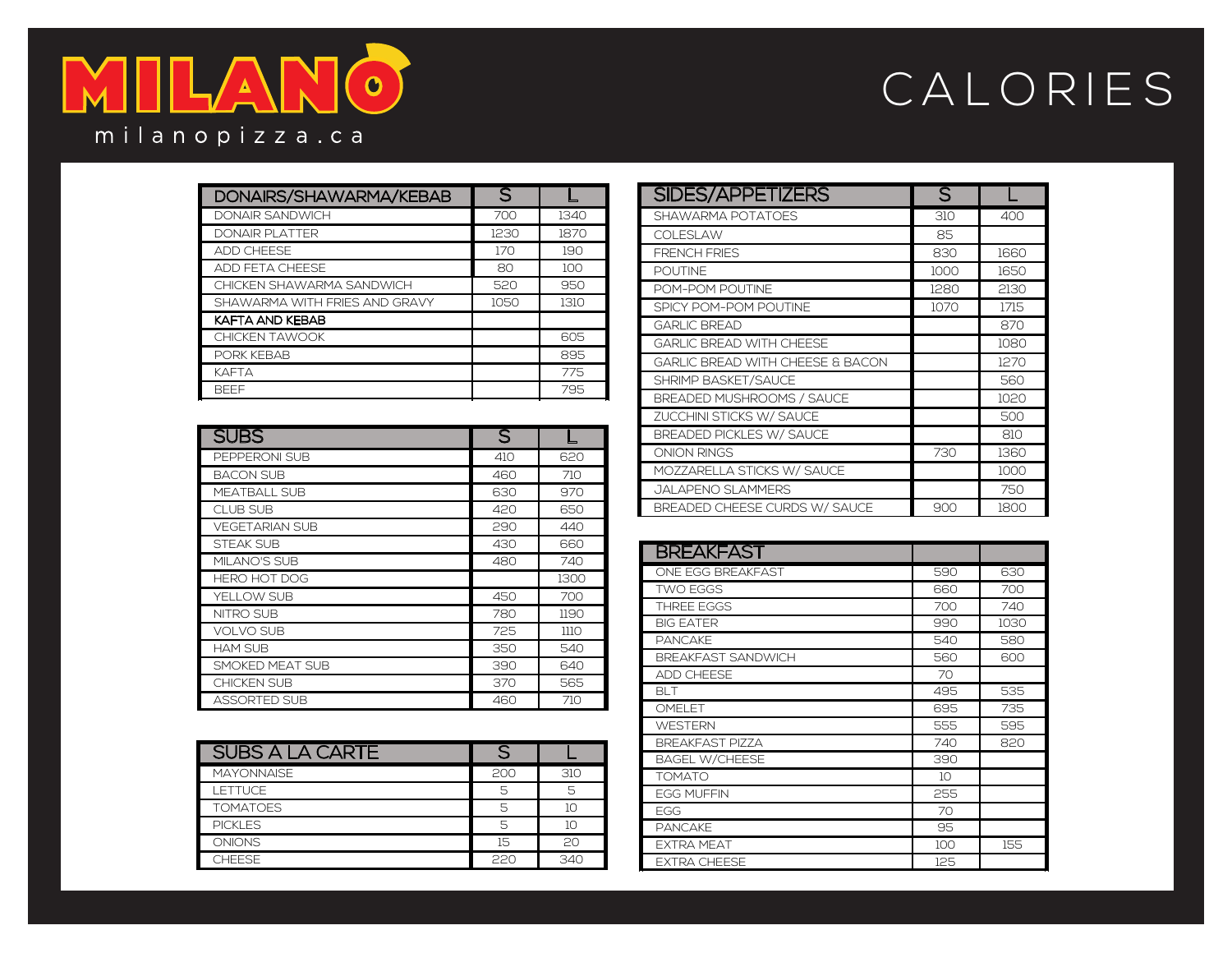# MILANO

milanopizza.ca

# CALORIES

| DONAIRS/SHAWARMA/KEBAB | S | L |
|---|---|---|
| DONAIR SANDWICH | 700 | 1340 |
| DONAIR PLATTER | 1230 | 1870 |
| ADD CHEESE | 170 | 190 |
| ADD FETA CHEESE | 80 | 100 |
| CHICKEN SHAWARMA SANDWICH | 520 | 950 |
| SHAWARMA WITH FRIES AND GRAVY | 1050 | 1310 |
| **KAFTA AND KEBAB** | | |
| CHICKEN TAWOOK | | 605 |
| PORK KEBAB | | 895 |
| KAFTA | | 775 |
| BEEF | | 795 |

| SUBS | S | L |
|---|---|---|
| PEPPERONI SUB | 410 | 620 |
| BACON SUB | 460 | 710 |
| MEATBALL SUB | 630 | 970 |
| CLUB SUB | 420 | 650 |
| VEGETARIAN SUB | 290 | 440 |
| STEAK SUB | 430 | 660 |
| MILANO'S SUB | 480 | 740 |
| HERO HOT DOG | | 1300 |
| YELLOW SUB | 450 | 700 |
| NITRO SUB | 780 | 1190 |
| VOLVO SUB | 725 | 1110 |
| HAM SUB | 350 | 540 |
| SMOKED MEAT SUB | 390 | 640 |
| CHICKEN SUB | 370 | 565 |
| ASSORTED SUB | 460 | 710 |

| SUBS A LA CARTE | S | L |
|---|---|---|
| MAYONNAISE | 200 | 310 |
| LETTUCE | 5 | 5 |
| TOMATOES | 5 | 10 |
| PICKLES | 5 | 10 |
| ONIONS | 15 | 20 |
| CHEESE | 220 | 340 |

| SIDES/APPETIZERS | S | L |
|---|---|---|
| SHAWARMA POTATOES | 310 | 400 |
| COLESLAW | 85 | |
| FRENCH FRIES | 830 | 1660 |
| POUTINE | 1000 | 1650 |
| POM-POM POUTINE | 1280 | 2130 |
| SPICY POM-POM POUTINE | 1070 | 1715 |
| GARLIC BREAD | | 870 |
| GARLIC BREAD WITH CHEESE | | 1080 |
| GARLIC BREAD WITH CHEESE & BACON | | 1270 |
| SHRIMP BASKET/SAUCE | | 560 |
| BREADED MUSHROOMS / SAUCE | | 1020 |
| ZUCCHINI STICKS W/ SAUCE | | 500 |
| BREADED PICKLES W/ SAUCE | | 810 |
| ONION RINGS | 730 | 1360 |
| MOZZARELLA STICKS W/ SAUCE | | 1000 |
| JALAPENO SLAMMERS | | 750 |
| BREADED CHEESE CURDS W/ SAUCE | 900 | 1800 |

| BREAKFAST | | |
|---|---|---|
| ONE EGG BREAKFAST | 590 | 630 |
| TWO EGGS | 660 | 700 |
| THREE EGGS | 700 | 740 |
| BIG EATER | 990 | 1030 |
| PANCAKE | 540 | 580 |
| BREAKFAST SANDWICH | 560 | 600 |
| ADD CHEESE | 70 | |
| BLT | 495 | 535 |
| OMELET | 695 | 735 |
| WESTERN | 555 | 595 |
| BREAKFAST PIZZA | 740 | 820 |
| BAGEL W/CHEESE | 390 | |
| TOMATO | 10 | |
| EGG MUFFIN | 255 | |
| EGG | 70 | |
| PANCAKE | 95 | |
| EXTRA MEAT | 100 | 155 |
| EXTRA CHEESE | 125 | |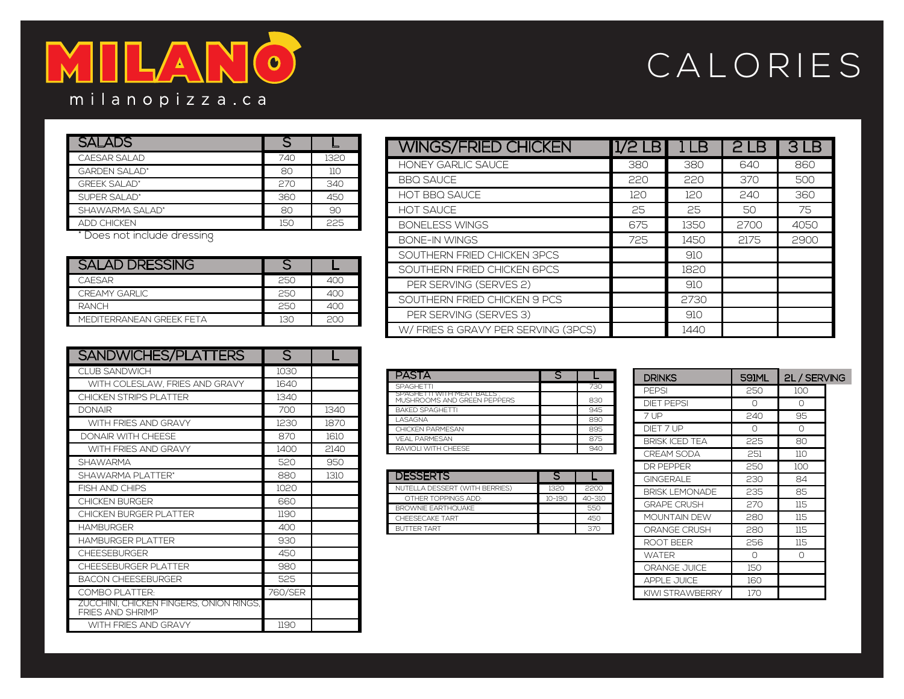# MILANO

milanopizza.ca

# CALORIES

| SALADS | S | L |
|---|---|---|
| CAESAR SALAD | 740 | 1320 |
| GARDEN SALAD* | 80 | 110 |
| GREEK SALAD* | 270 | 340 |
| SUPER SALAD* | 360 | 450 |
| SHAWARMA SALAD* | 80 | 90 |
| ADD CHICKEN | 150 | 225 |

* Does not include dressing

| SALAD DRESSING | S | L |
|---|---|---|
| CAESAR | 250 | 400 |
| CREAMY GARLIC | 250 | 400 |
| RANCH | 250 | 400 |
| MEDITERRANEAN GREEK FETA | 130 | 200 |

| SANDWICHES/PLATTERS | S | L |
|---|---|---|
| CLUB SANDWICH | 1030 | |
| WITH COLESLAW, FRIES AND GRAVY | 1640 | |
| CHICKEN STRIPS PLATTER | 1340 | |
| DONAIR | 700 | 1340 |
| WITH FRIES AND GRAVY | 1230 | 1870 |
| DONAIR WITH CHEESE | 870 | 1610 |
| WITH FRIES AND GRAVY | 1400 | 2140 |
| SHAWARMA | 520 | 950 |
| SHAWARMA PLATTER* | 880 | 1310 |
| FISH AND CHIPS | 1020 | |
| CHICKEN BURGER | 660 | |
| CHICKEN BURGER PLATTER | 1190 | |
| HAMBURGER | 400 | |
| HAMBURGER PLATTER | 930 | |
| CHEESEBURGER | 450 | |
| CHEESEBURGER PLATTER | 980 | |
| BACON CHEESEBURGER | 525 | |
| COMBO PLATTER: | 760/SER | |
| ZUCCHINI, CHICKEN FINGERS, ONION RINGS, FRIES AND SHRIMP | | |
| WITH FRIES AND GRAVY | 1190 | |

| WINGS/FRIED CHICKEN | 1/2 LB | 1 LB | 2 LB | 3 LB |
|---|---|---|---|---|
| HONEY GARLIC SAUCE | 380 | 380 | 640 | 860 |
| BBQ SAUCE | 220 | 220 | 370 | 500 |
| HOT BBQ SAUCE | 120 | 120 | 240 | 360 |
| HOT SAUCE | 25 | 25 | 50 | 75 |
| BONELESS WINGS | 675 | 1350 | 2700 | 4050 |
| BONE-IN WINGS | 725 | 1450 | 2175 | 2900 |
| SOUTHERN FRIED CHICKEN 3PCS | | 910 | | |
| SOUTHERN FRIED CHICKEN 6PCS | | 1820 | | |
| PER SERVING (SERVES 2) | | 910 | | |
| SOUTHERN FRIED CHICKEN 9 PCS | | 2730 | | |
| PER SERVING (SERVES 3) | | 910 | | |
| W/ FRIES & GRAVY PER SERVING (3PCS) | | 1440 | | |

| PASTA | S | L |
|---|---|---|
| SPAGHETTI | | 730 |
| SPAGHETTI WITH MEAT BALLS, MUSHROOMS AND GREEN PEPPERS | | 830 |
| BAKED SPAGHETTI | | 945 |
| LASAGNA | | 890 |
| CHICKEN PARMESAN | | 895 |
| VEAL PARMESAN | | 875 |
| RAVIOLI WITH CHEESE | | 940 |

| DESSERTS | S | L |
|---|---|---|
| NUTELLA DESSERT (WITH BERRIES) | 1320 | 2200 |
| OTHER TOPPINGS ADD: | 10-190 | 40-310 |
| BROWNIE EARTHQUAKE | | 550 |
| CHEESECAKE TART | | 450 |
| BUTTER TART | | 370 |

| DRINKS | 591ML | 2L / SERVING |
|---|---|---|
| PEPSI | 250 | 100 |
| DIET PEPSI | 0 | 0 |
| 7 UP | 240 | 95 |
| DIET 7 UP | 0 | 0 |
| BRISK ICED TEA | 225 | 80 |
| CREAM SODA | 251 | 110 |
| DR PEPPER | 250 | 100 |
| GINGERALE | 230 | 84 |
| BRISK LEMONADE | 235 | 85 |
| GRAPE CRUSH | 270 | 115 |
| MOUNTAIN DEW | 280 | 115 |
| ORANGE CRUSH | 280 | 115 |
| ROOT BEER | 256 | 115 |
| WATER | 0 | 0 |
| ORANGE JUICE | 150 | |
| APPLE JUICE | 160 | |
| KIWI STRAWBERRY | 170 | |